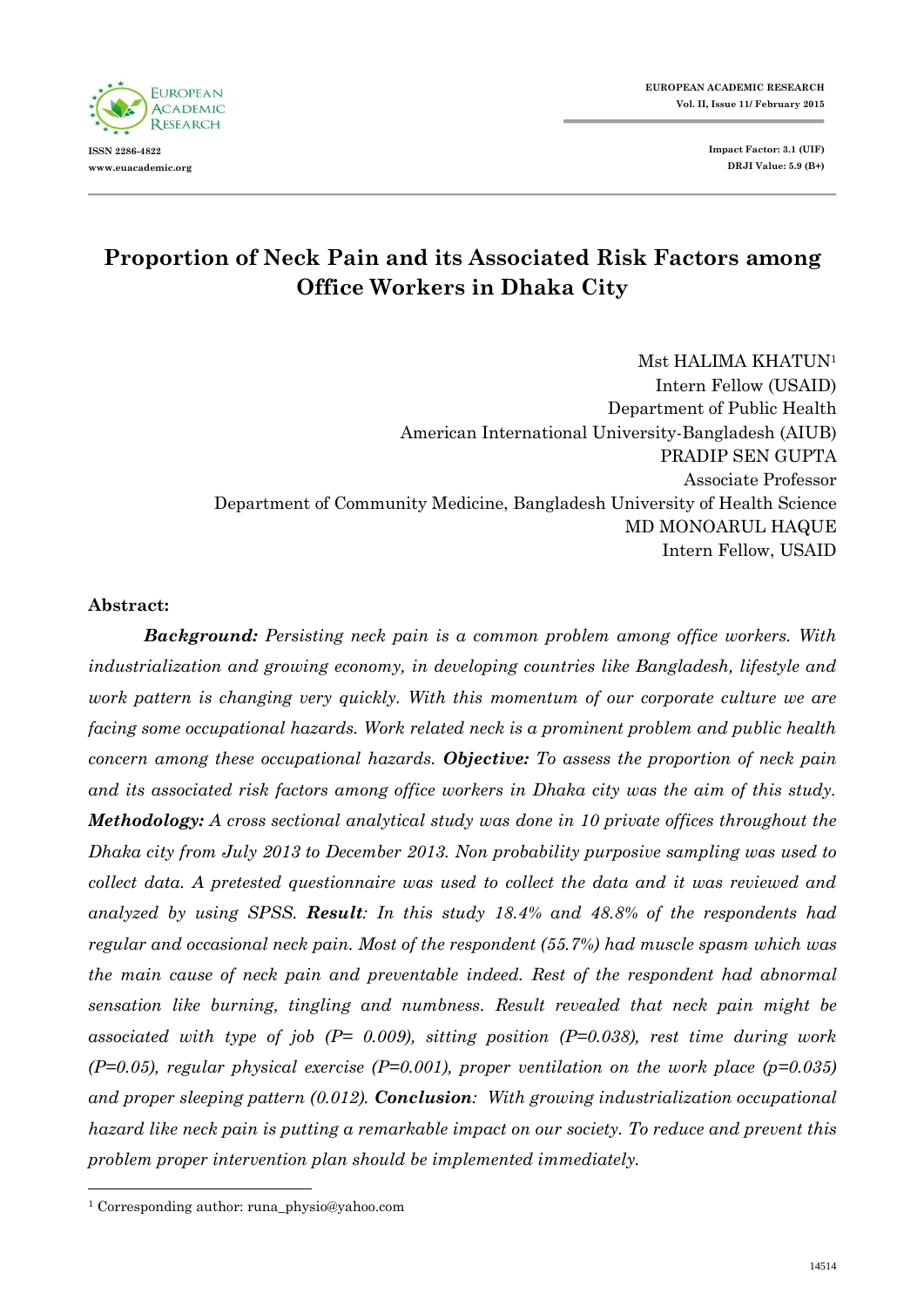# Proportion of Neck Pain and its Associated Risk Factors among Office Workers in Dhaka City

Mst HALIMA KHATUN[1]
Intern Fellow (USAID)
Department of Public Health
American International University-Bangladesh (AIUB)

PRADIP SEN GUPTA
Associate Professor
Department of Community Medicine, Bangladesh University of Health Science

MD MONOARUL HAQUE
Intern Fellow, USAID

**Abstract:**

***Background:*** *Persisting neck pain is a common problem among office workers. With industrialization and growing economy, in developing countries like Bangladesh, lifestyle and work pattern is changing very quickly. With this momentum of our corporate culture we are facing some occupational hazards. Work related neck is a prominent problem and public health concern among these occupational hazards.* ***Objective:*** *To assess the proportion of neck pain and its associated risk factors among office workers in Dhaka city was the aim of this study.* ***Methodology:*** *A cross sectional analytical study was done in 10 private offices throughout the Dhaka city from July 2013 to December 2013. Non probability purposive sampling was used to collect data. A pretested questionnaire was used to collect the data and it was reviewed and analyzed by using SPSS.* ***Result****: In this study 18.4% and 48.8% of the respondents had regular and occasional neck pain. Most of the respondent (55.7%) had muscle spasm which was the main cause of neck pain and preventable indeed. Rest of the respondent had abnormal sensation like burning, tingling and numbness. Result revealed that neck pain might be associated with type of job (P= 0.009), sitting position (P=0.038), rest time during work (P=0.05), regular physical exercise (P=0.001), proper ventilation on the work place (p=0.035) and proper sleeping pattern (0.012).* ***Conclusion****: With growing industrialization occupational hazard like neck pain is putting a remarkable impact on our society. To reduce and prevent this problem proper intervention plan should be implemented immediately.*

---

[1] Corresponding author: runa_physio@yahoo.com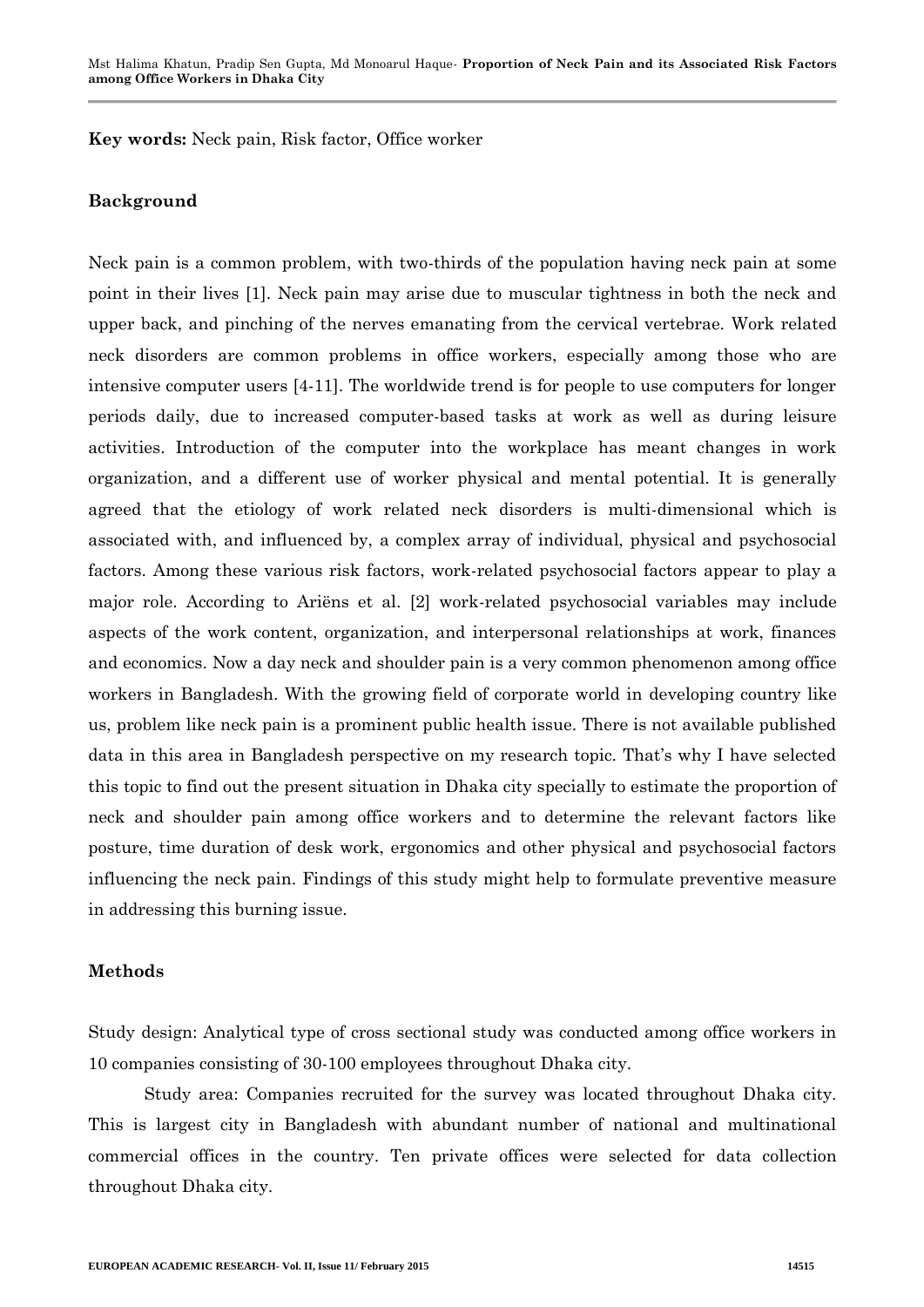**Key words:** Neck pain, Risk factor, Office worker

## Background

Neck pain is a common problem, with two-thirds of the population having neck pain at some point in their lives [1]. Neck pain may arise due to muscular tightness in both the neck and upper back, and pinching of the nerves emanating from the cervical vertebrae. Work related neck disorders are common problems in office workers, especially among those who are intensive computer users [4-11]. The worldwide trend is for people to use computers for longer periods daily, due to increased computer-based tasks at work as well as during leisure activities. Introduction of the computer into the workplace has meant changes in work organization, and a different use of worker physical and mental potential. It is generally agreed that the etiology of work related neck disorders is multi-dimensional which is associated with, and influenced by, a complex array of individual, physical and psychosocial factors. Among these various risk factors, work-related psychosocial factors appear to play a major role. According to Ariëns et al. [2] work-related psychosocial variables may include aspects of the work content, organization, and interpersonal relationships at work, finances and economics. Now a day neck and shoulder pain is a very common phenomenon among office workers in Bangladesh. With the growing field of corporate world in developing country like us, problem like neck pain is a prominent public health issue. There is not available published data in this area in Bangladesh perspective on my research topic. That's why I have selected this topic to find out the present situation in Dhaka city specially to estimate the proportion of neck and shoulder pain among office workers and to determine the relevant factors like posture, time duration of desk work, ergonomics and other physical and psychosocial factors influencing the neck pain. Findings of this study might help to formulate preventive measure in addressing this burning issue.

## Methods

Study design: Analytical type of cross sectional study was conducted among office workers in 10 companies consisting of 30-100 employees throughout Dhaka city.

Study area: Companies recruited for the survey was located throughout Dhaka city. This is largest city in Bangladesh with abundant number of national and multinational commercial offices in the country. Ten private offices were selected for data collection throughout Dhaka city.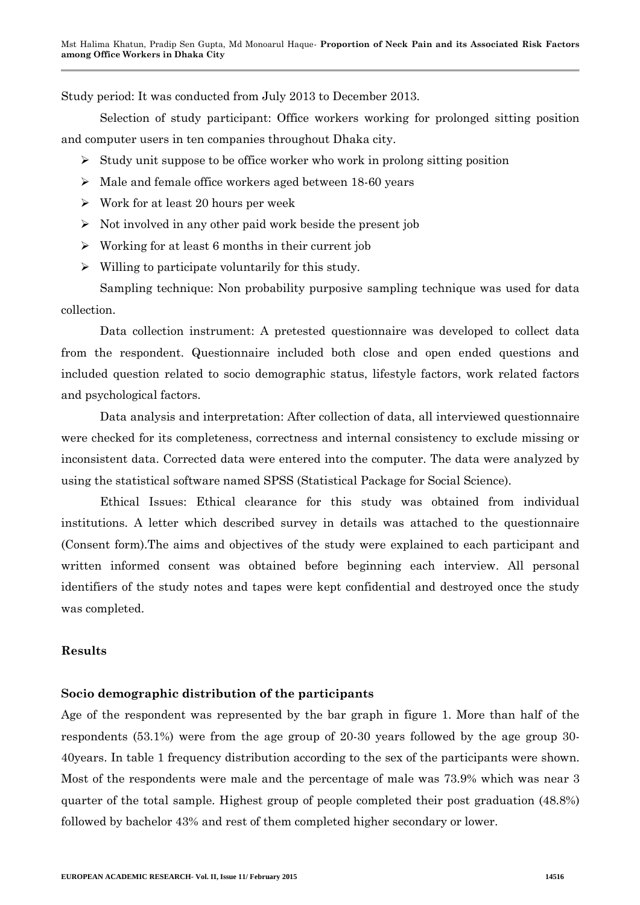Study period: It was conducted from July 2013 to December 2013.

Selection of study participant: Office workers working for prolonged sitting position and computer users in ten companies throughout Dhaka city.

- Study unit suppose to be office worker who work in prolong sitting position
- Male and female office workers aged between 18-60 years
- Work for at least 20 hours per week
- Not involved in any other paid work beside the present job
- Working for at least 6 months in their current job
- Willing to participate voluntarily for this study.

Sampling technique: Non probability purposive sampling technique was used for data collection.

Data collection instrument: A pretested questionnaire was developed to collect data from the respondent. Questionnaire included both close and open ended questions and included question related to socio demographic status, lifestyle factors, work related factors and psychological factors.

Data analysis and interpretation: After collection of data, all interviewed questionnaire were checked for its completeness, correctness and internal consistency to exclude missing or inconsistent data. Corrected data were entered into the computer. The data were analyzed by using the statistical software named SPSS (Statistical Package for Social Science).

Ethical Issues: Ethical clearance for this study was obtained from individual institutions. A letter which described survey in details was attached to the questionnaire (Consent form).The aims and objectives of the study were explained to each participant and written informed consent was obtained before beginning each interview. All personal identifiers of the study notes and tapes were kept confidential and destroyed once the study was completed.

## Results

### Socio demographic distribution of the participants

Age of the respondent was represented by the bar graph in figure 1. More than half of the respondents (53.1%) were from the age group of 20-30 years followed by the age group 30-40years. In table 1 frequency distribution according to the sex of the participants were shown. Most of the respondents were male and the percentage of male was 73.9% which was near 3 quarter of the total sample. Highest group of people completed their post graduation (48.8%) followed by bachelor 43% and rest of them completed higher secondary or lower.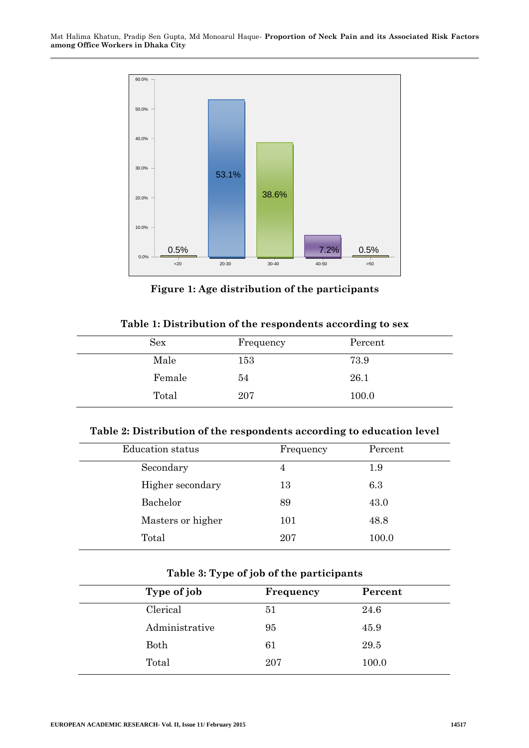Figure 1: Age distribution of the participants

**Table 1: Distribution of the respondents according to sex**

| Sex | Frequency | Percent |
|---|---|---|
| Male | 153 | 73.9 |
| Female | 54 | 26.1 |
| Total | 207 | 100.0 |

**Table 2: Distribution of the respondents according to education level**

| Education status | Frequency | Percent |
|---|---|---|
| Secondary | 4 | 1.9 |
| Higher secondary | 13 | 6.3 |
| Bachelor | 89 | 43.0 |
| Masters or higher | 101 | 48.8 |
| Total | 207 | 100.0 |

**Table 3: Type of job of the participants**

| **Type of job** | **Frequency** | **Percent** |
|---|---|---|
| Clerical | 51 | 24.6 |
| Administrative | 95 | 45.9 |
| Both | 61 | 29.5 |
| Total | 207 | 100.0 |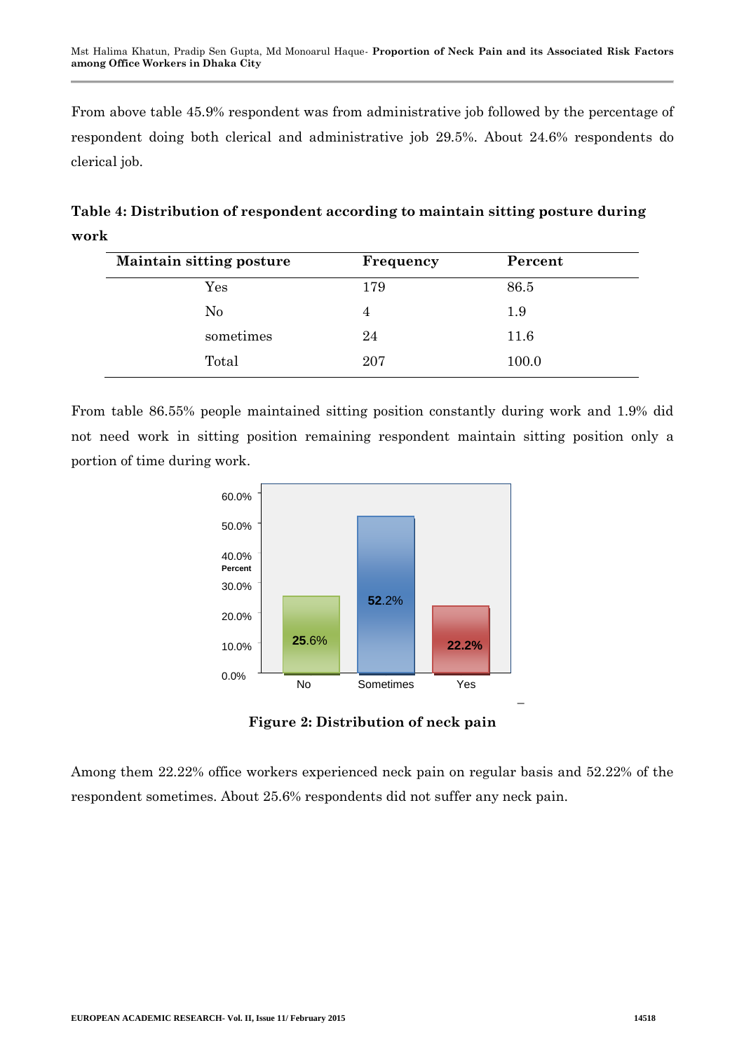From above table 45.9% respondent was from administrative job followed by the percentage of respondent doing both clerical and administrative job 29.5%. About 24.6% respondents do clerical job.

**Table 4: Distribution of respondent according to maintain sitting posture during work**

| Maintain sitting posture | Frequency | Percent |
|---|---|---|
| Yes | 179 | 86.5 |
| No | 4 | 1.9 |
| sometimes | 24 | 11.6 |
| Total | 207 | 100.0 |

From table 86.55% people maintained sitting position constantly during work and 1.9% did not need work in sitting position remaining respondent maintain sitting position only a portion of time during work.

**Figure 2: Distribution of neck pain**

Among them 22.22% office workers experienced neck pain on regular basis and 52.22% of the respondent sometimes. About 25.6% respondents did not suffer any neck pain.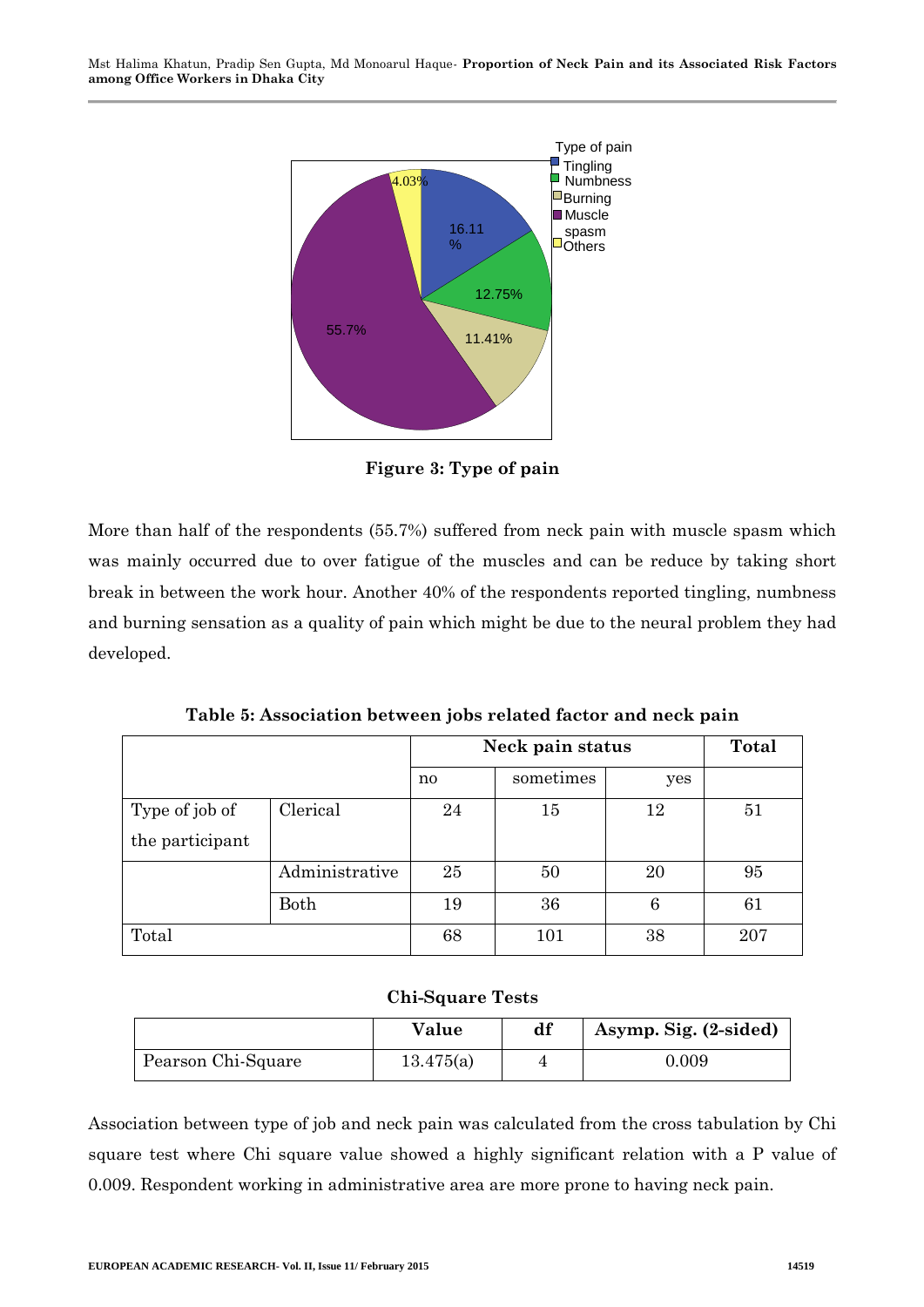**Figure 3: Type of pain**

More than half of the respondents (55.7%) suffered from neck pain with muscle spasm which was mainly occurred due to over fatigue of the muscles and can be reduce by taking short break in between the work hour. Another 40% of the respondents reported tingling, numbness and burning sensation as a quality of pain which might be due to the neural problem they had developed.

**Table 5: Association between jobs related factor and neck pain**

| | | Neck pain status | | | Total |
|---|---|---|---|---|---|
| | | no | sometimes | yes | |
| Type of job of the participant | Clerical | 24 | 15 | 12 | 51 |
| | Administrative | 25 | 50 | 20 | 95 |
| | Both | 19 | 36 | 6 | 61 |
| Total | | 68 | 101 | 38 | 207 |

**Chi-Square Tests**

| | Value | df | Asymp. Sig. (2-sided) |
|---|---|---|---|
| Pearson Chi-Square | 13.475(a) | 4 | 0.009 |

Association between type of job and neck pain was calculated from the cross tabulation by Chi square test where Chi square value showed a highly significant relation with a P value of 0.009. Respondent working in administrative area are more prone to having neck pain.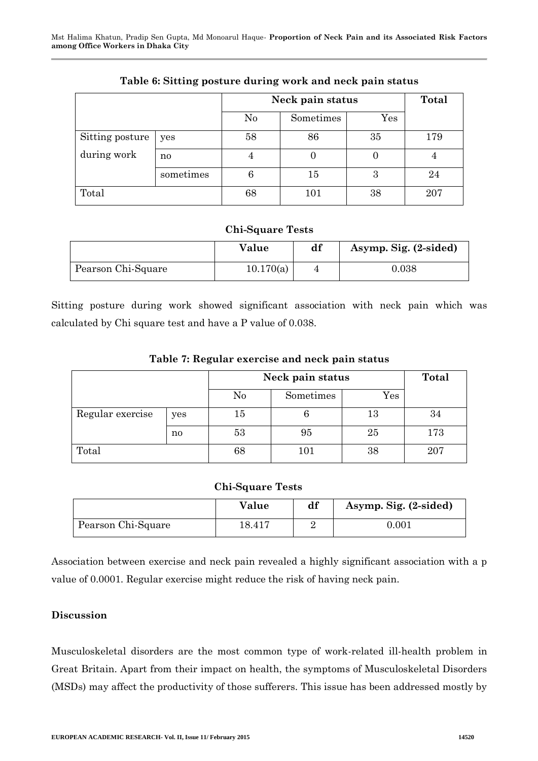**Table 6: Sitting posture during work and neck pain status**

| | | Neck pain status | | | Total |
|---|---|---|---|---|---|
| | | No | Sometimes | Yes | |
| Sitting posture during work | yes | 58 | 86 | 35 | 179 |
| | no | 4 | 0 | 0 | 4 |
| | sometimes | 6 | 15 | 3 | 24 |
| Total | | 68 | 101 | 38 | 207 |

**Chi-Square Tests**

| | Value | df | Asymp. Sig. (2-sided) |
|---|---|---|---|
| Pearson Chi-Square | 10.170(a) | 4 | 0.038 |

Sitting posture during work showed significant association with neck pain which was calculated by Chi square test and have a P value of 0.038.

**Table 7: Regular exercise and neck pain status**

| | | Neck pain status | | | Total |
|---|---|---|---|---|---|
| | | No | Sometimes | Yes | |
| Regular exercise | yes | 15 | 6 | 13 | 34 |
| | no | 53 | 95 | 25 | 173 |
| Total | | 68 | 101 | 38 | 207 |

**Chi-Square Tests**

| | Value | df | Asymp. Sig. (2-sided) |
|---|---|---|---|
| Pearson Chi-Square | 18.417 | 2 | 0.001 |

Association between exercise and neck pain revealed a highly significant association with a p value of 0.0001. Regular exercise might reduce the risk of having neck pain.

## Discussion

Musculoskeletal disorders are the most common type of work-related ill-health problem in Great Britain. Apart from their impact on health, the symptoms of Musculoskeletal Disorders (MSDs) may affect the productivity of those sufferers. This issue has been addressed mostly by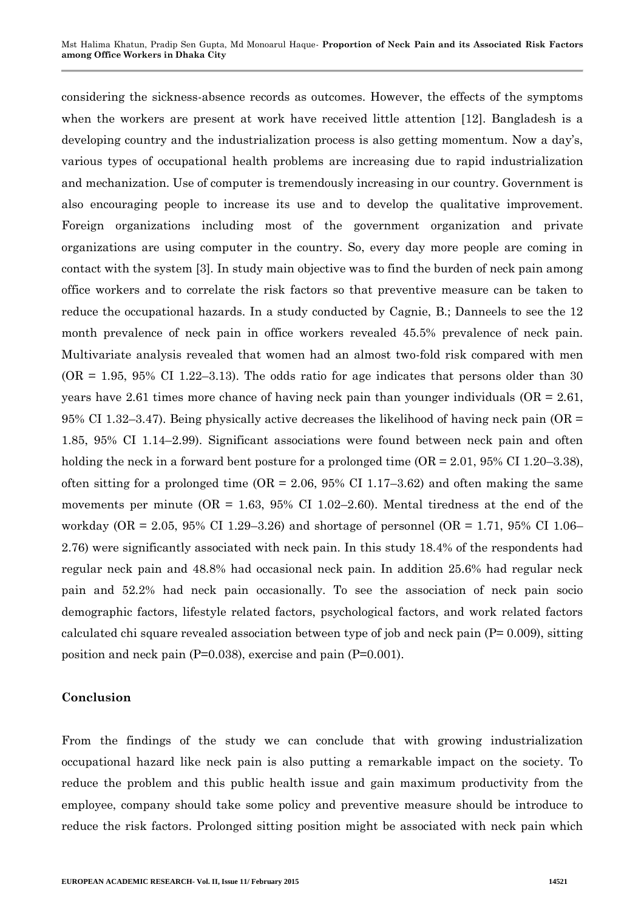considering the sickness-absence records as outcomes. However, the effects of the symptoms when the workers are present at work have received little attention [12]. Bangladesh is a developing country and the industrialization process is also getting momentum. Now a day's, various types of occupational health problems are increasing due to rapid industrialization and mechanization. Use of computer is tremendously increasing in our country. Government is also encouraging people to increase its use and to develop the qualitative improvement. Foreign organizations including most of the government organization and private organizations are using computer in the country. So, every day more people are coming in contact with the system [3]. In study main objective was to find the burden of neck pain among office workers and to correlate the risk factors so that preventive measure can be taken to reduce the occupational hazards. In a study conducted by Cagnie, B.; Danneels to see the 12 month prevalence of neck pain in office workers revealed 45.5% prevalence of neck pain. Multivariate analysis revealed that women had an almost two-fold risk compared with men (OR = 1.95, 95% CI 1.22–3.13). The odds ratio for age indicates that persons older than 30 years have 2.61 times more chance of having neck pain than younger individuals (OR = 2.61, 95% CI 1.32–3.47). Being physically active decreases the likelihood of having neck pain (OR = 1.85, 95% CI 1.14–2.99). Significant associations were found between neck pain and often holding the neck in a forward bent posture for a prolonged time (OR = 2.01, 95% CI 1.20–3.38), often sitting for a prolonged time (OR = 2.06, 95% CI 1.17–3.62) and often making the same movements per minute (OR = 1.63, 95% CI 1.02–2.60). Mental tiredness at the end of the workday (OR = 2.05, 95% CI 1.29–3.26) and shortage of personnel (OR = 1.71, 95% CI 1.06–2.76) were significantly associated with neck pain. In this study 18.4% of the respondents had regular neck pain and 48.8% had occasional neck pain. In addition 25.6% had regular neck pain and 52.2% had neck pain occasionally. To see the association of neck pain socio demographic factors, lifestyle related factors, psychological factors, and work related factors calculated chi square revealed association between type of job and neck pain (P= 0.009), sitting position and neck pain (P=0.038), exercise and pain (P=0.001).

## Conclusion

From the findings of the study we can conclude that with growing industrialization occupational hazard like neck pain is also putting a remarkable impact on the society. To reduce the problem and this public health issue and gain maximum productivity from the employee, company should take some policy and preventive measure should be introduce to reduce the risk factors. Prolonged sitting position might be associated with neck pain which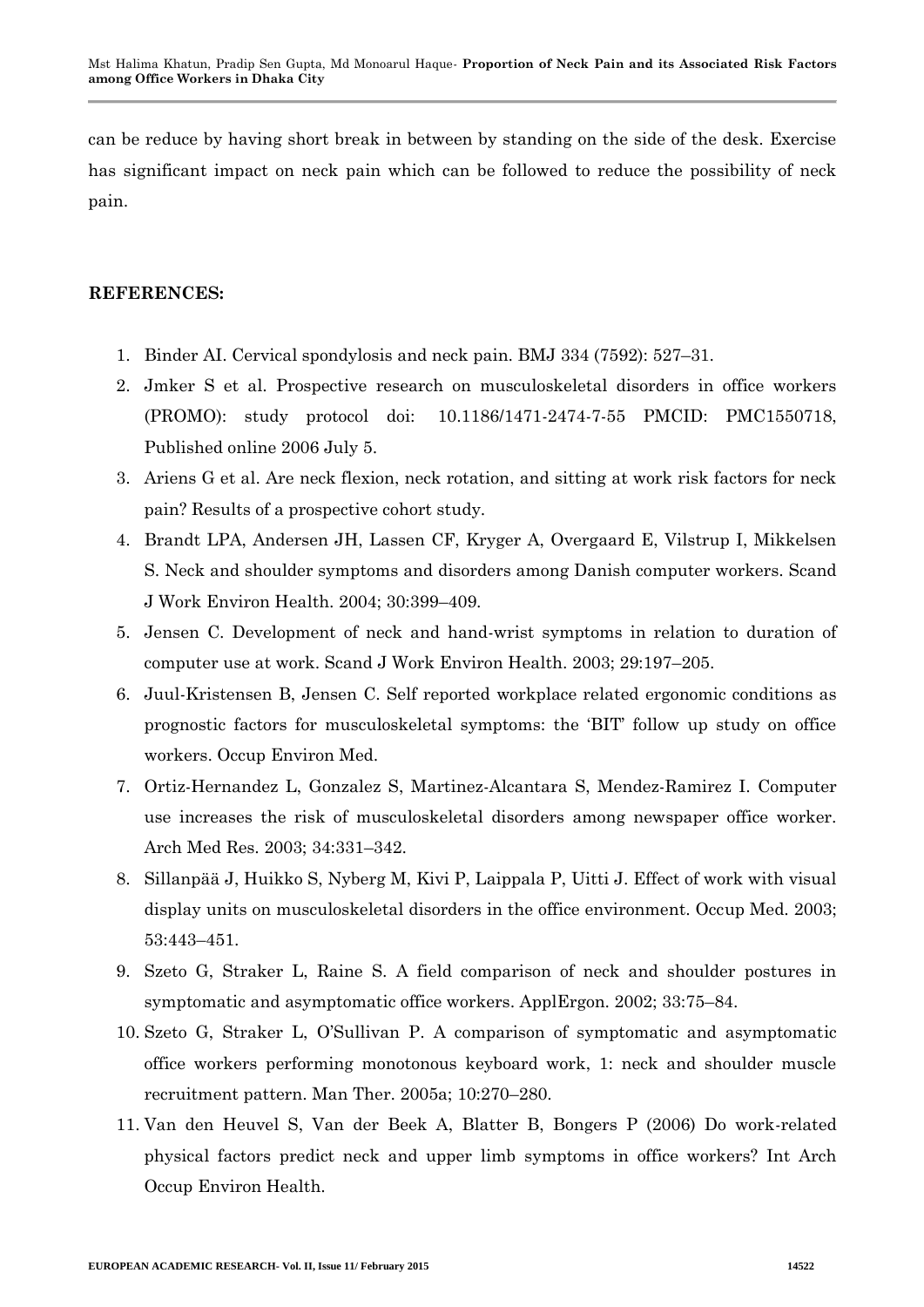can be reduce by having short break in between by standing on the side of the desk. Exercise has significant impact on neck pain which can be followed to reduce the possibility of neck pain.

## REFERENCES:

1. Binder AI. Cervical spondylosis and neck pain. BMJ 334 (7592): 527–31.
2. Jmker S et al. Prospective research on musculoskeletal disorders in office workers (PROMO): study protocol doi: 10.1186/1471-2474-7-55 PMCID: PMC1550718, Published online 2006 July 5.
3. Ariens G et al. Are neck flexion, neck rotation, and sitting at work risk factors for neck pain? Results of a prospective cohort study.
4. Brandt LPA, Andersen JH, Lassen CF, Kryger A, Overgaard E, Vilstrup I, Mikkelsen S. Neck and shoulder symptoms and disorders among Danish computer workers. Scand J Work Environ Health. 2004; 30:399–409.
5. Jensen C. Development of neck and hand-wrist symptoms in relation to duration of computer use at work. Scand J Work Environ Health. 2003; 29:197–205.
6. Juul-Kristensen B, Jensen C. Self reported workplace related ergonomic conditions as prognostic factors for musculoskeletal symptoms: the 'BIT' follow up study on office workers. Occup Environ Med.
7. Ortiz-Hernandez L, Gonzalez S, Martinez-Alcantara S, Mendez-Ramirez I. Computer use increases the risk of musculoskeletal disorders among newspaper office worker. Arch Med Res. 2003; 34:331–342.
8. Sillanpää J, Huikko S, Nyberg M, Kivi P, Laippala P, Uitti J. Effect of work with visual display units on musculoskeletal disorders in the office environment. Occup Med. 2003; 53:443–451.
9. Szeto G, Straker L, Raine S. A field comparison of neck and shoulder postures in symptomatic and asymptomatic office workers. ApplErgon. 2002; 33:75–84.
10. Szeto G, Straker L, O'Sullivan P. A comparison of symptomatic and asymptomatic office workers performing monotonous keyboard work, 1: neck and shoulder muscle recruitment pattern. Man Ther. 2005a; 10:270–280.
11. Van den Heuvel S, Van der Beek A, Blatter B, Bongers P (2006) Do work-related physical factors predict neck and upper limb symptoms in office workers? Int Arch Occup Environ Health.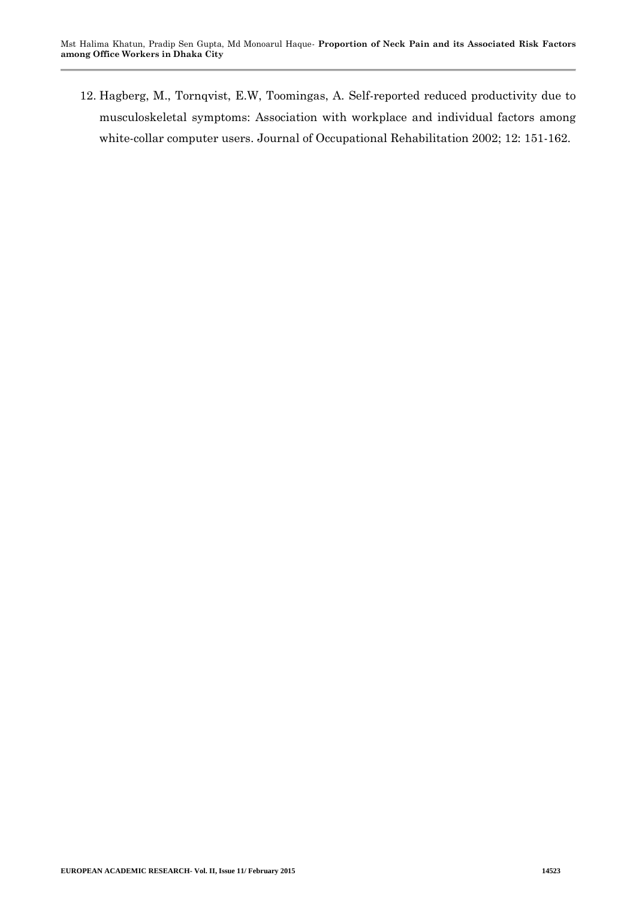12. Hagberg, M., Tornqvist, E.W, Toomingas, A. Self-reported reduced productivity due to musculoskeletal symptoms: Association with workplace and individual factors among white-collar computer users. Journal of Occupational Rehabilitation 2002; 12: 151-162.